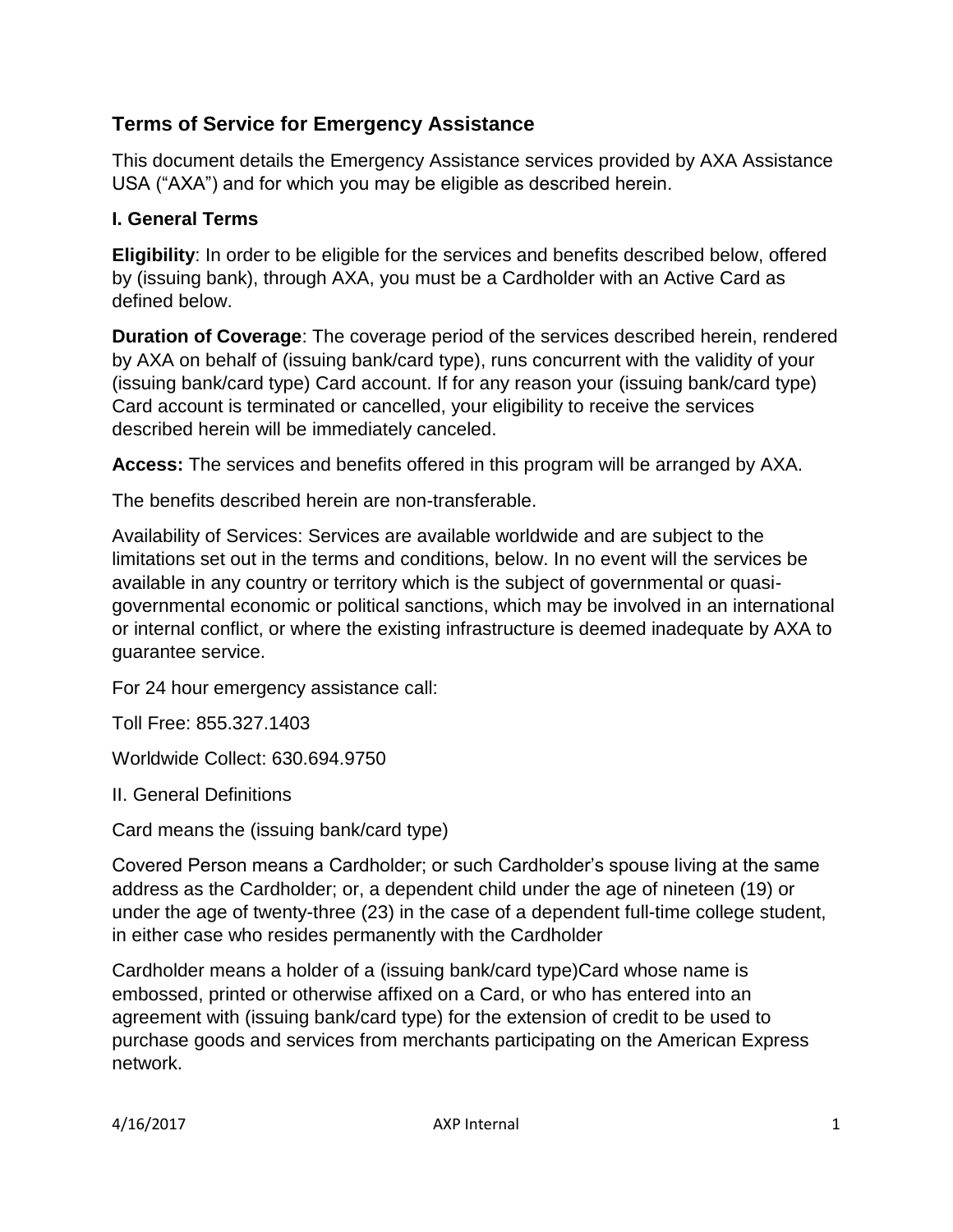## Terms of Service for Emergency Assistance

This document details the Emergency Assistance services provided by AXA Assistance USA ("AXA") and for which you may be eligible as described herein.

### I. General Terms

**Eligibility**: In order to be eligible for the services and benefits described below, offered by (issuing bank), through AXA, you must be a Cardholder with an Active Card as defined below.

**Duration of Coverage**: The coverage period of the services described herein, rendered by AXA on behalf of (issuing bank/card type), runs concurrent with the validity of your (issuing bank/card type) Card account. If for any reason your (issuing bank/card type) Card account is terminated or cancelled, your eligibility to receive the services described herein will be immediately canceled.

**Access:** The services and benefits offered in this program will be arranged by AXA.

The benefits described herein are non-transferable.

Availability of Services: Services are available worldwide and are subject to the limitations set out in the terms and conditions, below. In no event will the services be available in any country or territory which is the subject of governmental or quasi-governmental economic or political sanctions, which may be involved in an international or internal conflict, or where the existing infrastructure is deemed inadequate by AXA to guarantee service.

For 24 hour emergency assistance call:

Toll Free: 855.327.1403

Worldwide Collect: 630.694.9750

II. General Definitions

Card means the (issuing bank/card type)

Covered Person means a Cardholder; or such Cardholder's spouse living at the same address as the Cardholder; or, a dependent child under the age of nineteen (19) or under the age of twenty-three (23) in the case of a dependent full-time college student, in either case who resides permanently with the Cardholder

Cardholder means a holder of a (issuing bank/card type)Card whose name is embossed, printed or otherwise affixed on a Card, or who has entered into an agreement with (issuing bank/card type) for the extension of credit to be used to purchase goods and services from merchants participating on the American Express network.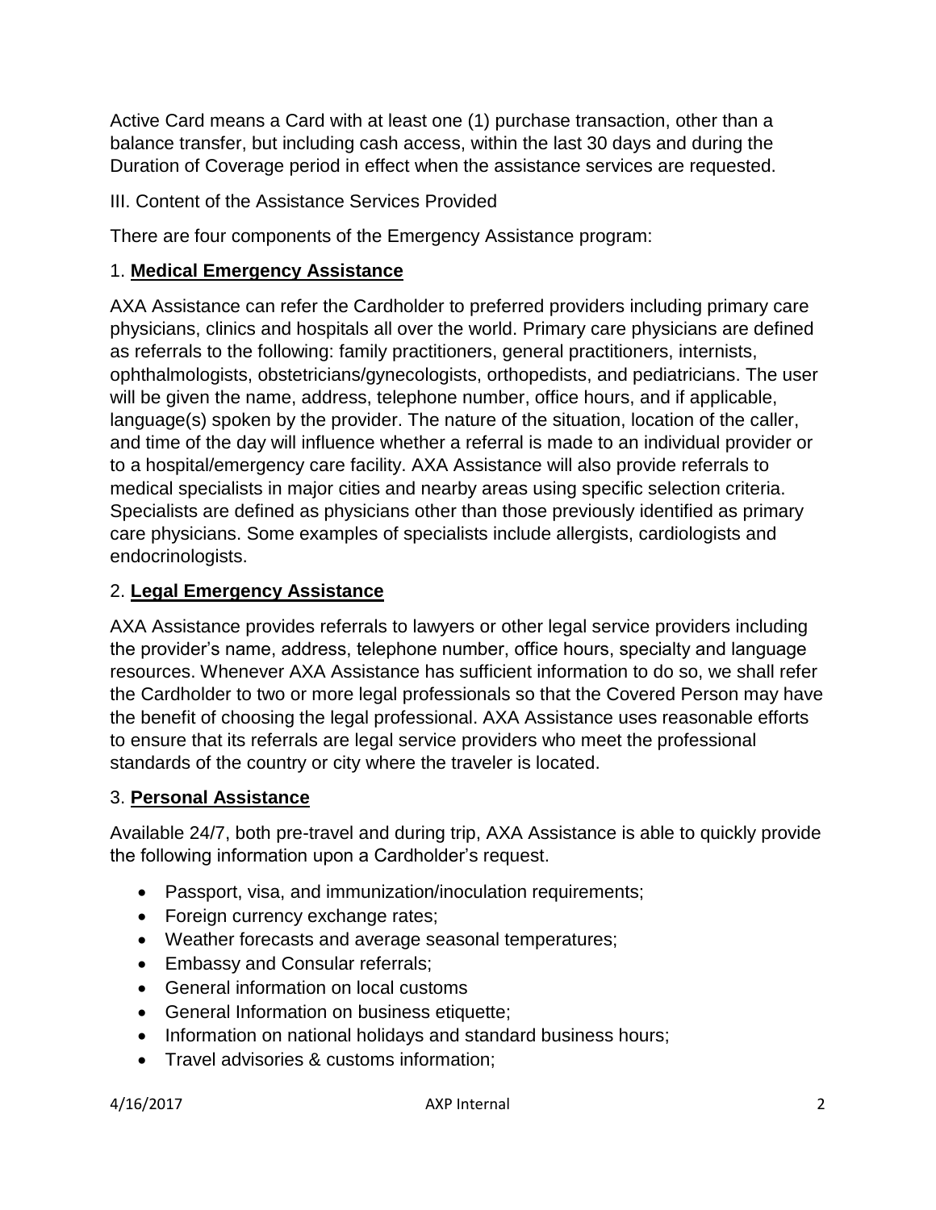Active Card means a Card with at least one (1) purchase transaction, other than a balance transfer, but including cash access, within the last 30 days and during the Duration of Coverage period in effect when the assistance services are requested.

III. Content of the Assistance Services Provided

There are four components of the Emergency Assistance program:

1. **Medical Emergency Assistance**

AXA Assistance can refer the Cardholder to preferred providers including primary care physicians, clinics and hospitals all over the world. Primary care physicians are defined as referrals to the following: family practitioners, general practitioners, internists, ophthalmologists, obstetricians/gynecologists, orthopedists, and pediatricians. The user will be given the name, address, telephone number, office hours, and if applicable, language(s) spoken by the provider. The nature of the situation, location of the caller, and time of the day will influence whether a referral is made to an individual provider or to a hospital/emergency care facility. AXA Assistance will also provide referrals to medical specialists in major cities and nearby areas using specific selection criteria. Specialists are defined as physicians other than those previously identified as primary care physicians. Some examples of specialists include allergists, cardiologists and endocrinologists.

2. **Legal Emergency Assistance**

AXA Assistance provides referrals to lawyers or other legal service providers including the provider's name, address, telephone number, office hours, specialty and language resources. Whenever AXA Assistance has sufficient information to do so, we shall refer the Cardholder to two or more legal professionals so that the Covered Person may have the benefit of choosing the legal professional. AXA Assistance uses reasonable efforts to ensure that its referrals are legal service providers who meet the professional standards of the country or city where the traveler is located.

3. **Personal Assistance**

Available 24/7, both pre-travel and during trip, AXA Assistance is able to quickly provide the following information upon a Cardholder's request.

- Passport, visa, and immunization/inoculation requirements;
- Foreign currency exchange rates;
- Weather forecasts and average seasonal temperatures;
- Embassy and Consular referrals;
- General information on local customs
- General Information on business etiquette;
- Information on national holidays and standard business hours;
- Travel advisories & customs information;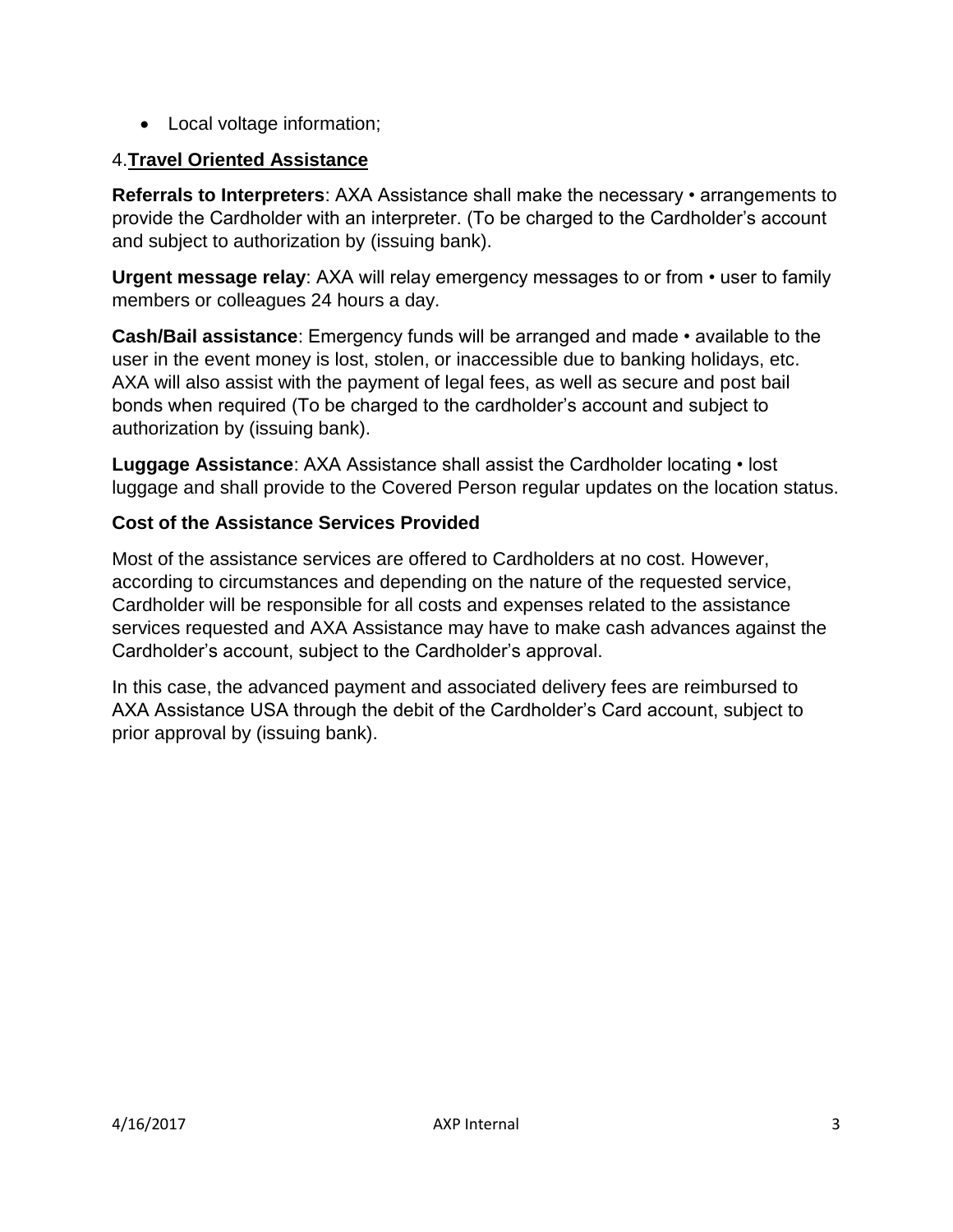- Local voltage information;

4.**Travel Oriented Assistance**

**Referrals to Interpreters**: AXA Assistance shall make the necessary • arrangements to provide the Cardholder with an interpreter. (To be charged to the Cardholder's account and subject to authorization by (issuing bank).

**Urgent message relay**: AXA will relay emergency messages to or from • user to family members or colleagues 24 hours a day.

**Cash/Bail assistance**: Emergency funds will be arranged and made • available to the user in the event money is lost, stolen, or inaccessible due to banking holidays, etc. AXA will also assist with the payment of legal fees, as well as secure and post bail bonds when required (To be charged to the cardholder's account and subject to authorization by (issuing bank).

**Luggage Assistance**: AXA Assistance shall assist the Cardholder locating • lost luggage and shall provide to the Covered Person regular updates on the location status.

**Cost of the Assistance Services Provided**

Most of the assistance services are offered to Cardholders at no cost. However, according to circumstances and depending on the nature of the requested service, Cardholder will be responsible for all costs and expenses related to the assistance services requested and AXA Assistance may have to make cash advances against the Cardholder's account, subject to the Cardholder's approval.

In this case, the advanced payment and associated delivery fees are reimbursed to AXA Assistance USA through the debit of the Cardholder's Card account, subject to prior approval by (issuing bank).